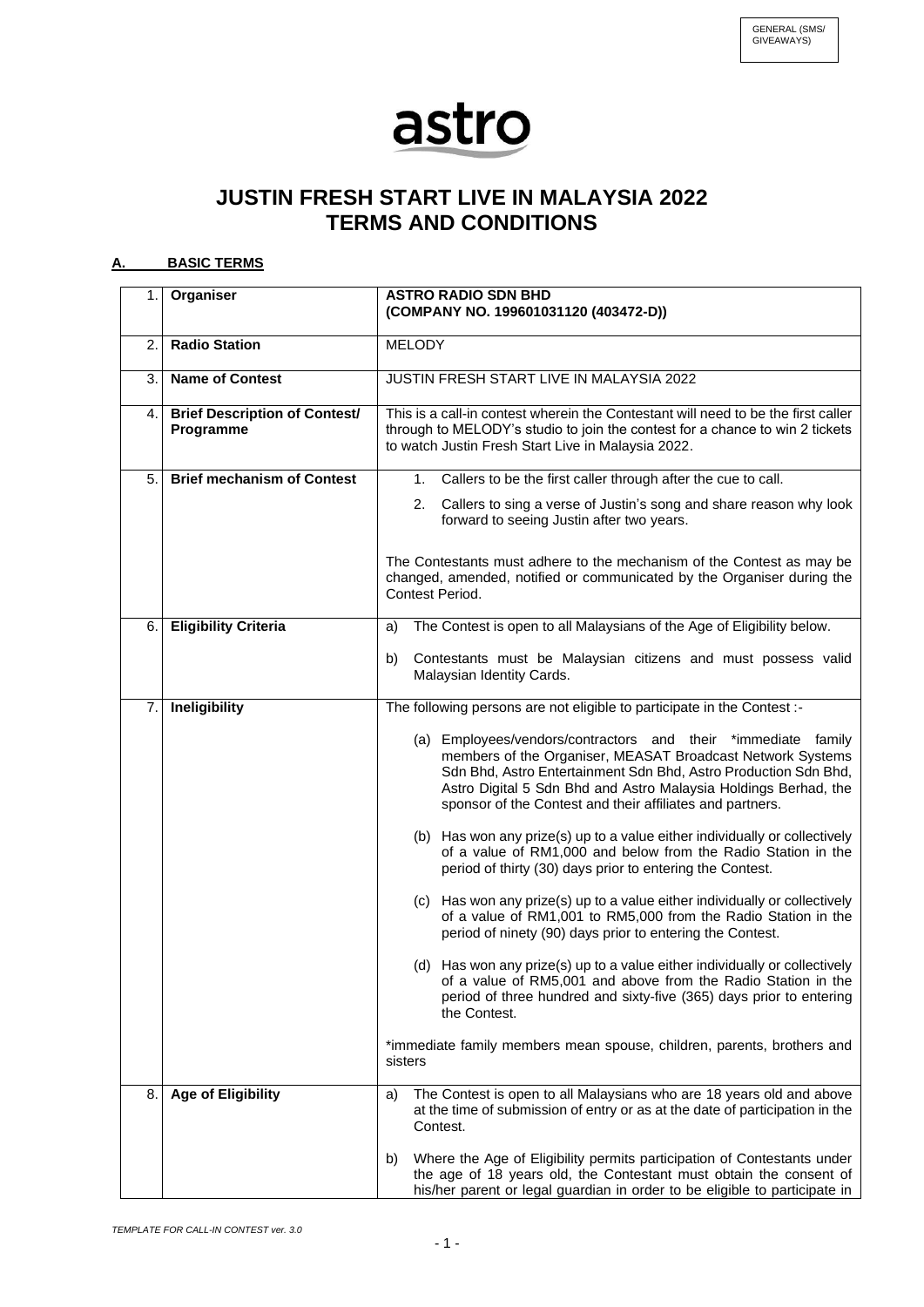GENERAL (SMS/ GIVEAWAYS)

astro

# JUSTIN FRESH START LIVE IN MALAYSIA 2022 TERMS AND CONDITIONS

## A. BASIC TERMS

| | | |
|---|---|---|
| 1. | **Organiser** | **ASTRO RADIO SDN BHD (COMPANY NO. 199601031120 (403472-D))** |
| 2. | **Radio Station** | MELODY |
| 3. | **Name of Contest** | JUSTIN FRESH START LIVE IN MALAYSIA 2022 |
| 4. | **Brief Description of Contest/ Programme** | This is a call-in contest wherein the Contestant will need to be the first caller through to MELODY's studio to join the contest for a chance to win 2 tickets to watch Justin Fresh Start Live in Malaysia 2022. |
| 5. | **Brief mechanism of Contest** | 1. Callers to be the first caller through after the cue to call.<br>2. Callers to sing a verse of Justin's song and share reason why look forward to seeing Justin after two years.<br><br>The Contestants must adhere to the mechanism of the Contest as may be changed, amended, notified or communicated by the Organiser during the Contest Period. |
| 6. | **Eligibility Criteria** | a) The Contest is open to all Malaysians of the Age of Eligibility below.<br><br>b) Contestants must be Malaysian citizens and must possess valid Malaysian Identity Cards. |
| 7. | **Ineligibility** | The following persons are not eligible to participate in the Contest :-<br><br>(a) Employees/vendors/contractors and their *immediate family members of the Organiser, MEASAT Broadcast Network Systems Sdn Bhd, Astro Entertainment Sdn Bhd, Astro Production Sdn Bhd, Astro Digital 5 Sdn Bhd and Astro Malaysia Holdings Berhad, the sponsor of the Contest and their affiliates and partners.<br><br>(b) Has won any prize(s) up to a value either individually or collectively of a value of RM1,000 and below from the Radio Station in the period of thirty (30) days prior to entering the Contest.<br><br>(c) Has won any prize(s) up to a value either individually or collectively of a value of RM1,001 to RM5,000 from the Radio Station in the period of ninety (90) days prior to entering the Contest.<br><br>(d) Has won any prize(s) up to a value either individually or collectively of a value of RM5,001 and above from the Radio Station in the period of three hundred and sixty-five (365) days prior to entering the Contest.<br><br>*immediate family members mean spouse, children, parents, brothers and sisters |
| 8. | **Age of Eligibility** | a) The Contest is open to all Malaysians who are 18 years old and above at the time of submission of entry or as at the date of participation in the Contest.<br><br>b) Where the Age of Eligibility permits participation of Contestants under the age of 18 years old, the Contestant must obtain the consent of his/her parent or legal guardian in order to be eligible to participate in |

*TEMPLATE FOR CALL-IN CONTEST ver. 3.0*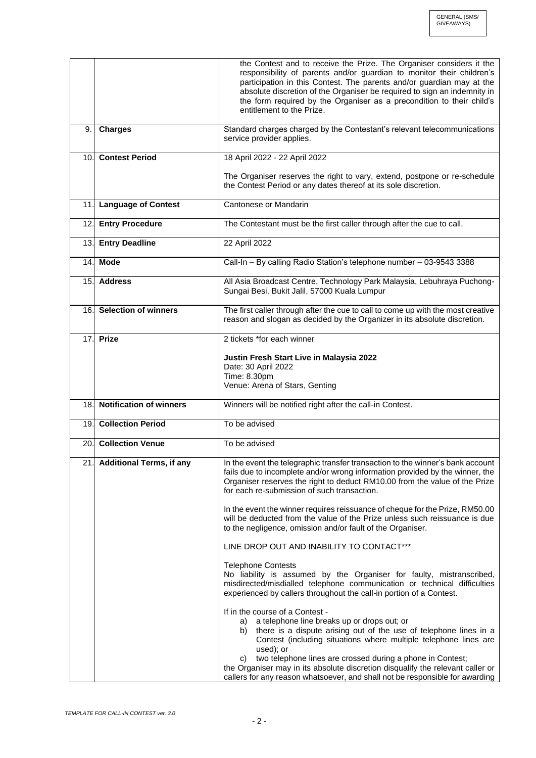| | | |
|---|---|---|
| | | the Contest and to receive the Prize. The Organiser considers it the responsibility of parents and/or guardian to monitor their children's participation in this Contest. The parents and/or guardian may at the absolute discretion of the Organiser be required to sign an indemnity in the form required by the Organiser as a precondition to their child's entitlement to the Prize. |
| 9. | **Charges** | Standard charges charged by the Contestant's relevant telecommunications service provider applies. |
| 10. | **Contest Period** | 18 April 2022 - 22 April 2022<br><br>The Organiser reserves the right to vary, extend, postpone or re-schedule the Contest Period or any dates thereof at its sole discretion. |
| 11. | **Language of Contest** | Cantonese or Mandarin |
| 12. | **Entry Procedure** | The Contestant must be the first caller through after the cue to call. |
| 13. | **Entry Deadline** | 22 April 2022 |
| 14. | **Mode** | Call-In – By calling Radio Station's telephone number – 03-9543 3388 |
| 15. | **Address** | All Asia Broadcast Centre, Technology Park Malaysia, Lebuhraya Puchong-Sungai Besi, Bukit Jalil, 57000 Kuala Lumpur |
| 16. | **Selection of winners** | The first caller through after the cue to call to come up with the most creative reason and slogan as decided by the Organizer in its absolute discretion. |
| 17. | **Prize** | 2 tickets *for each winner<br><br>**Justin Fresh Start Live in Malaysia 2022**<br>Date: 30 April 2022<br>Time: 8.30pm<br>Venue: Arena of Stars, Genting |
| 18. | **Notification of winners** | Winners will be notified right after the call-in Contest. |
| 19. | **Collection Period** | To be advised |
| 20. | **Collection Venue** | To be advised |
| 21. | **Additional Terms, if any** | In the event the telegraphic transfer transaction to the winner's bank account fails due to incomplete and/or wrong information provided by the winner, the Organiser reserves the right to deduct RM10.00 from the value of the Prize for each re-submission of such transaction.<br><br>In the event the winner requires reissuance of cheque for the Prize, RM50.00 will be deducted from the value of the Prize unless such reissuance is due to the negligence, omission and/or fault of the Organiser.<br><br>LINE DROP OUT AND INABILITY TO CONTACT***<br><br>Telephone Contests<br>No liability is assumed by the Organiser for faulty, mistranscribed, misdirected/misdialled telephone communication or technical difficulties experienced by callers throughout the call-in portion of a Contest.<br><br>If in the course of a Contest -<br>a) a telephone line breaks up or drops out; or<br>b) there is a dispute arising out of the use of telephone lines in a Contest (including situations where multiple telephone lines are used); or<br>c) two telephone lines are crossed during a phone in Contest;<br>the Organiser may in its absolute discretion disqualify the relevant caller or callers for any reason whatsoever, and shall not be responsible for awarding |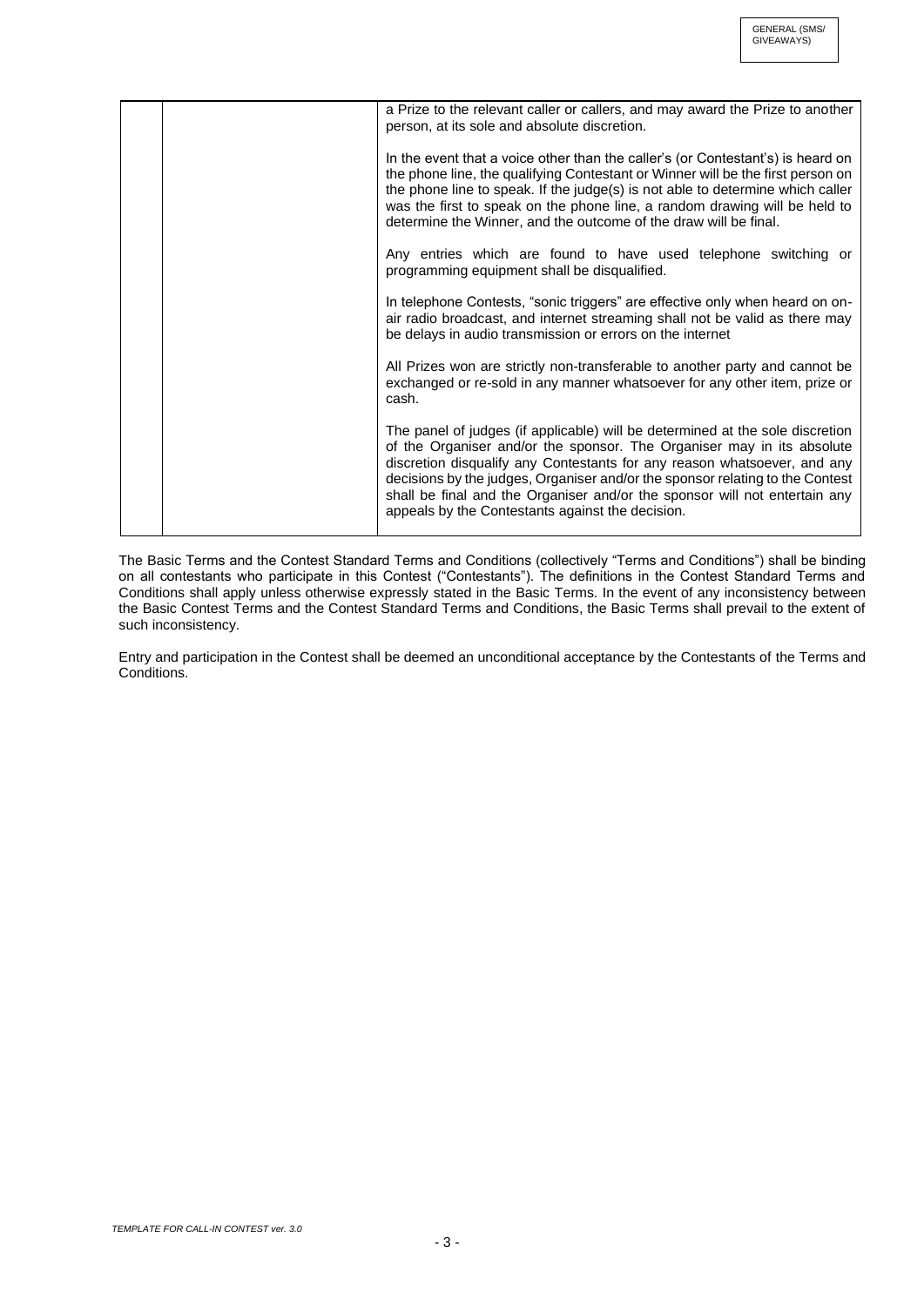| | | |
|---|---|---|
| | | a Prize to the relevant caller or callers, and may award the Prize to another person, at its sole and absolute discretion.<br><br>In the event that a voice other than the caller's (or Contestant's) is heard on the phone line, the qualifying Contestant or Winner will be the first person on the phone line to speak. If the judge(s) is not able to determine which caller was the first to speak on the phone line, a random drawing will be held to determine the Winner, and the outcome of the draw will be final.<br><br>Any entries which are found to have used telephone switching or programming equipment shall be disqualified.<br><br>In telephone Contests, "sonic triggers" are effective only when heard on on-air radio broadcast, and internet streaming shall not be valid as there may be delays in audio transmission or errors on the internet<br><br>All Prizes won are strictly non-transferable to another party and cannot be exchanged or re-sold in any manner whatsoever for any other item, prize or cash.<br><br>The panel of judges (if applicable) will be determined at the sole discretion of the Organiser and/or the sponsor. The Organiser may in its absolute discretion disqualify any Contestants for any reason whatsoever, and any decisions by the judges, Organiser and/or the sponsor relating to the Contest shall be final and the Organiser and/or the sponsor will not entertain any appeals by the Contestants against the decision. |

The Basic Terms and the Contest Standard Terms and Conditions (collectively "Terms and Conditions") shall be binding on all contestants who participate in this Contest ("Contestants"). The definitions in the Contest Standard Terms and Conditions shall apply unless otherwise expressly stated in the Basic Terms. In the event of any inconsistency between the Basic Contest Terms and the Contest Standard Terms and Conditions, the Basic Terms shall prevail to the extent of such inconsistency.

Entry and participation in the Contest shall be deemed an unconditional acceptance by the Contestants of the Terms and Conditions.